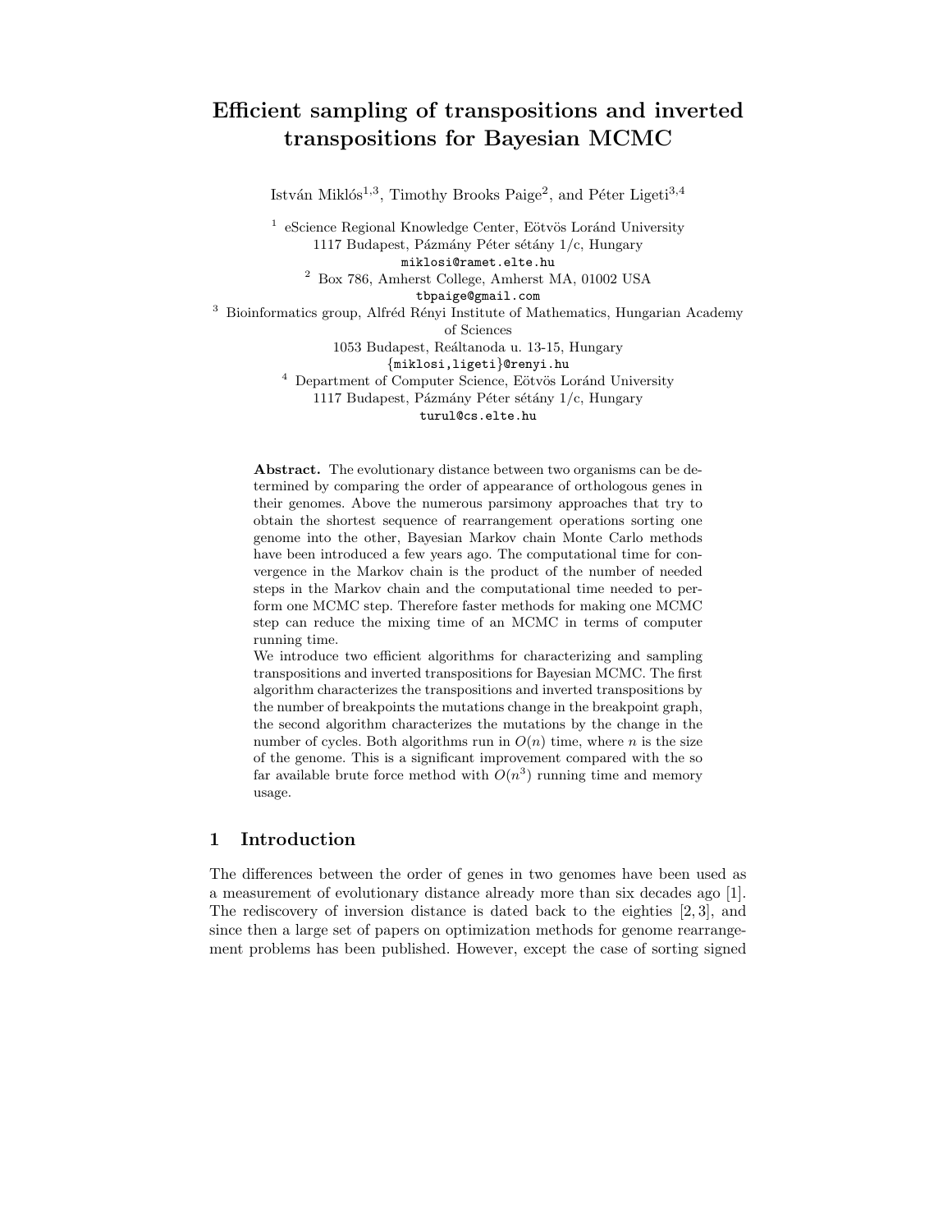# Efficient sampling of transpositions and inverted transpositions for Bayesian MCMC

István Miklós[1,3], Timothy Brooks Paige[2], and Péter Ligeti[3,4]

[1] eScience Regional Knowledge Center, Eötvös Loránd University  
1117 Budapest, Pázmány Péter sétány 1/c, Hungary  
miklosi@ramet.elte.hu

[2] Box 786, Amherst College, Amherst MA, 01002 USA  
tbpaige@gmail.com

[3] Bioinformatics group, Alfréd Rényi Institute of Mathematics, Hungarian Academy of Sciences  
1053 Budapest, Reáltanoda u. 13-15, Hungary  
{miklosi,ligeti}@renyi.hu

[4] Department of Computer Science, Eötvös Loránd University  
1117 Budapest, Pázmány Péter sétány 1/c, Hungary  
turul@cs.elte.hu

**Abstract.** The evolutionary distance between two organisms can be determined by comparing the order of appearance of orthologous genes in their genomes. Above the numerous parsimony approaches that try to obtain the shortest sequence of rearrangement operations sorting one genome into the other, Bayesian Markov chain Monte Carlo methods have been introduced a few years ago. The computational time for convergence in the Markov chain is the product of the number of needed steps in the Markov chain and the computational time needed to perform one MCMC step. Therefore faster methods for making one MCMC step can reduce the mixing time of an MCMC in terms of computer running time.

We introduce two efficient algorithms for characterizing and sampling transpositions and inverted transpositions for Bayesian MCMC. The first algorithm characterizes the transpositions and inverted transpositions by the number of breakpoints the mutations change in the breakpoint graph, the second algorithm characterizes the mutations by the change in the number of cycles. Both algorithms run in $O(n)$ time, where $n$ is the size of the genome. This is a significant improvement compared with the so far available brute force method with $O(n^3)$ running time and memory usage.

## 1 Introduction

The differences between the order of genes in two genomes have been used as a measurement of evolutionary distance already more than six decades ago [1]. The rediscovery of inversion distance is dated back to the eighties [2, 3], and since then a large set of papers on optimization methods for genome rearrangement problems has been published. However, except the case of sorting signed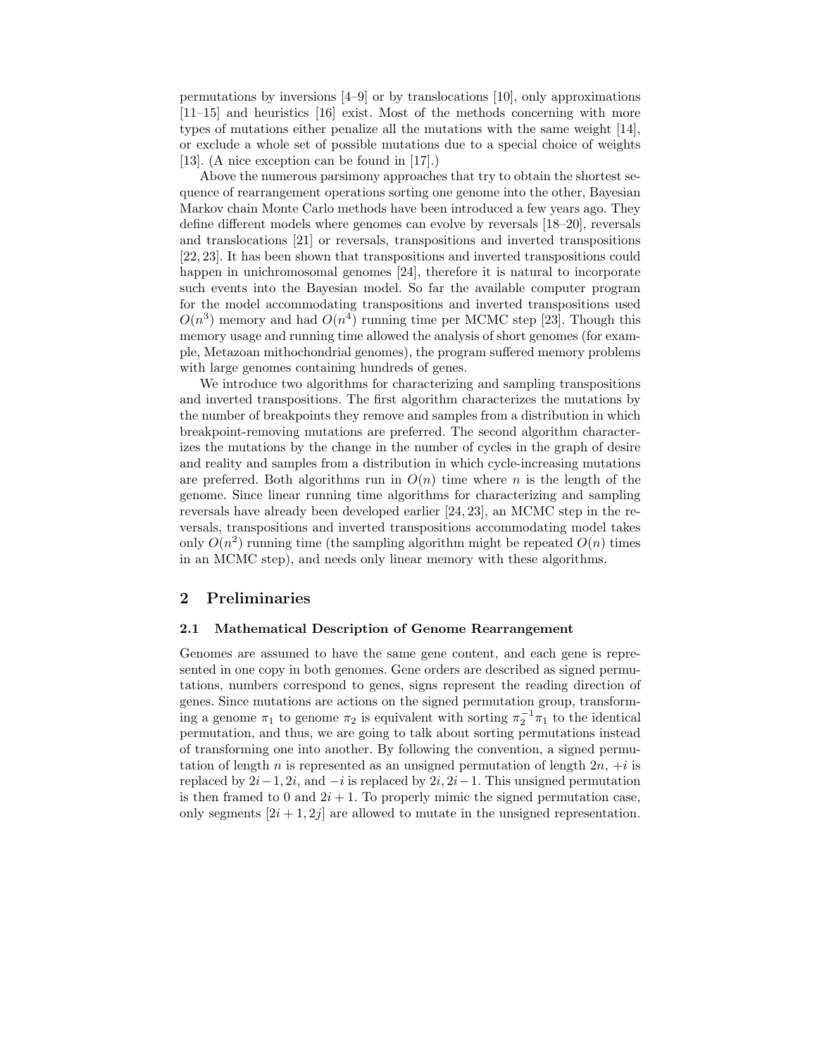permutations by inversions [4–9] or by translocations [10], only approximations [11–15] and heuristics [16] exist. Most of the methods concerning with more types of mutations either penalize all the mutations with the same weight [14], or exclude a whole set of possible mutations due to a special choice of weights [13]. (A nice exception can be found in [17].)

Above the numerous parsimony approaches that try to obtain the shortest sequence of rearrangement operations sorting one genome into the other, Bayesian Markov chain Monte Carlo methods have been introduced a few years ago. They define different models where genomes can evolve by reversals [18–20], reversals and translocations [21] or reversals, transpositions and inverted transpositions [22, 23]. It has been shown that transpositions and inverted transpositions could happen in unichromosomal genomes [24], therefore it is natural to incorporate such events into the Bayesian model. So far the available computer program for the model accommodating transpositions and inverted transpositions used $O(n^3)$ memory and had $O(n^4)$ running time per MCMC step [23]. Though this memory usage and running time allowed the analysis of short genomes (for example, Metazoan mithochondrial genomes), the program suffered memory problems with large genomes containing hundreds of genes.

We introduce two algorithms for characterizing and sampling transpositions and inverted transpositions. The first algorithm characterizes the mutations by the number of breakpoints they remove and samples from a distribution in which breakpoint-removing mutations are preferred. The second algorithm characterizes the mutations by the change in the number of cycles in the graph of desire and reality and samples from a distribution in which cycle-increasing mutations are preferred. Both algorithms run in $O(n)$ time where $n$ is the length of the genome. Since linear running time algorithms for characterizing and sampling reversals have already been developed earlier [24, 23], an MCMC step in the reversals, transpositions and inverted transpositions accommodating model takes only $O(n^2)$ running time (the sampling algorithm might be repeated $O(n)$ times in an MCMC step), and needs only linear memory with these algorithms.

## 2 Preliminaries

### 2.1 Mathematical Description of Genome Rearrangement

Genomes are assumed to have the same gene content, and each gene is represented in one copy in both genomes. Gene orders are described as signed permutations, numbers correspond to genes, signs represent the reading direction of genes. Since mutations are actions on the signed permutation group, transforming a genome $\pi_1$ to genome $\pi_2$ is equivalent with sorting $\pi_2^{-1}\pi_1$ to the identical permutation, and thus, we are going to talk about sorting permutations instead of transforming one into another. By following the convention, a signed permutation of length $n$ is represented as an unsigned permutation of length $2n$, $+i$ is replaced by $2i-1, 2i$, and $-i$ is replaced by $2i, 2i-1$. This unsigned permutation is then framed to 0 and $2i+1$. To properly mimic the signed permutation case, only segments $[2i+1, 2j]$ are allowed to mutate in the unsigned representation.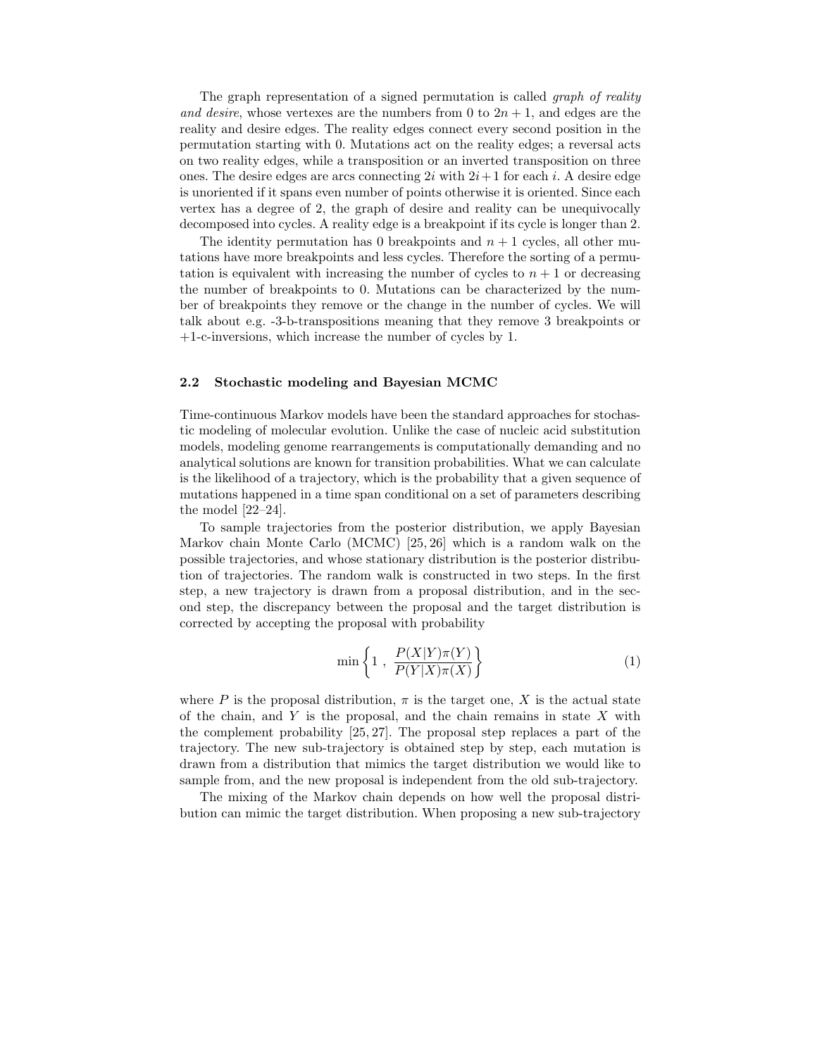The graph representation of a signed permutation is called *graph of reality and desire*, whose vertexes are the numbers from 0 to $2n+1$, and edges are the reality and desire edges. The reality edges connect every second position in the permutation starting with 0. Mutations act on the reality edges; a reversal acts on two reality edges, while a transposition or an inverted transposition on three ones. The desire edges are arcs connecting $2i$ with $2i+1$ for each $i$. A desire edge is unoriented if it spans even number of points otherwise it is oriented. Since each vertex has a degree of 2, the graph of desire and reality can be unequivocally decomposed into cycles. A reality edge is a breakpoint if its cycle is longer than 2.

The identity permutation has 0 breakpoints and $n+1$ cycles, all other mutations have more breakpoints and less cycles. Therefore the sorting of a permutation is equivalent with increasing the number of cycles to $n+1$ or decreasing the number of breakpoints to 0. Mutations can be characterized by the number of breakpoints they remove or the change in the number of cycles. We will talk about e.g. -3-b-transpositions meaning that they remove 3 breakpoints or +1-c-inversions, which increase the number of cycles by 1.

### 2.2 Stochastic modeling and Bayesian MCMC

Time-continuous Markov models have been the standard approaches for stochastic modeling of molecular evolution. Unlike the case of nucleic acid substitution models, modeling genome rearrangements is computationally demanding and no analytical solutions are known for transition probabilities. What we can calculate is the likelihood of a trajectory, which is the probability that a given sequence of mutations happened in a time span conditional on a set of parameters describing the model [22–24].

To sample trajectories from the posterior distribution, we apply Bayesian Markov chain Monte Carlo (MCMC) [25, 26] which is a random walk on the possible trajectories, and whose stationary distribution is the posterior distribution of trajectories. The random walk is constructed in two steps. In the first step, a new trajectory is drawn from a proposal distribution, and in the second step, the discrepancy between the proposal and the target distribution is corrected by accepting the proposal with probability

$$\min\left\{1\ ,\ \frac{P(X|Y)\pi(Y)}{P(Y|X)\pi(X)}\right\} \tag{1}$$

where $P$ is the proposal distribution, $\pi$ is the target one, $X$ is the actual state of the chain, and $Y$ is the proposal, and the chain remains in state $X$ with the complement probability [25, 27]. The proposal step replaces a part of the trajectory. The new sub-trajectory is obtained step by step, each mutation is drawn from a distribution that mimics the target distribution we would like to sample from, and the new proposal is independent from the old sub-trajectory.

The mixing of the Markov chain depends on how well the proposal distribution can mimic the target distribution. When proposing a new sub-trajectory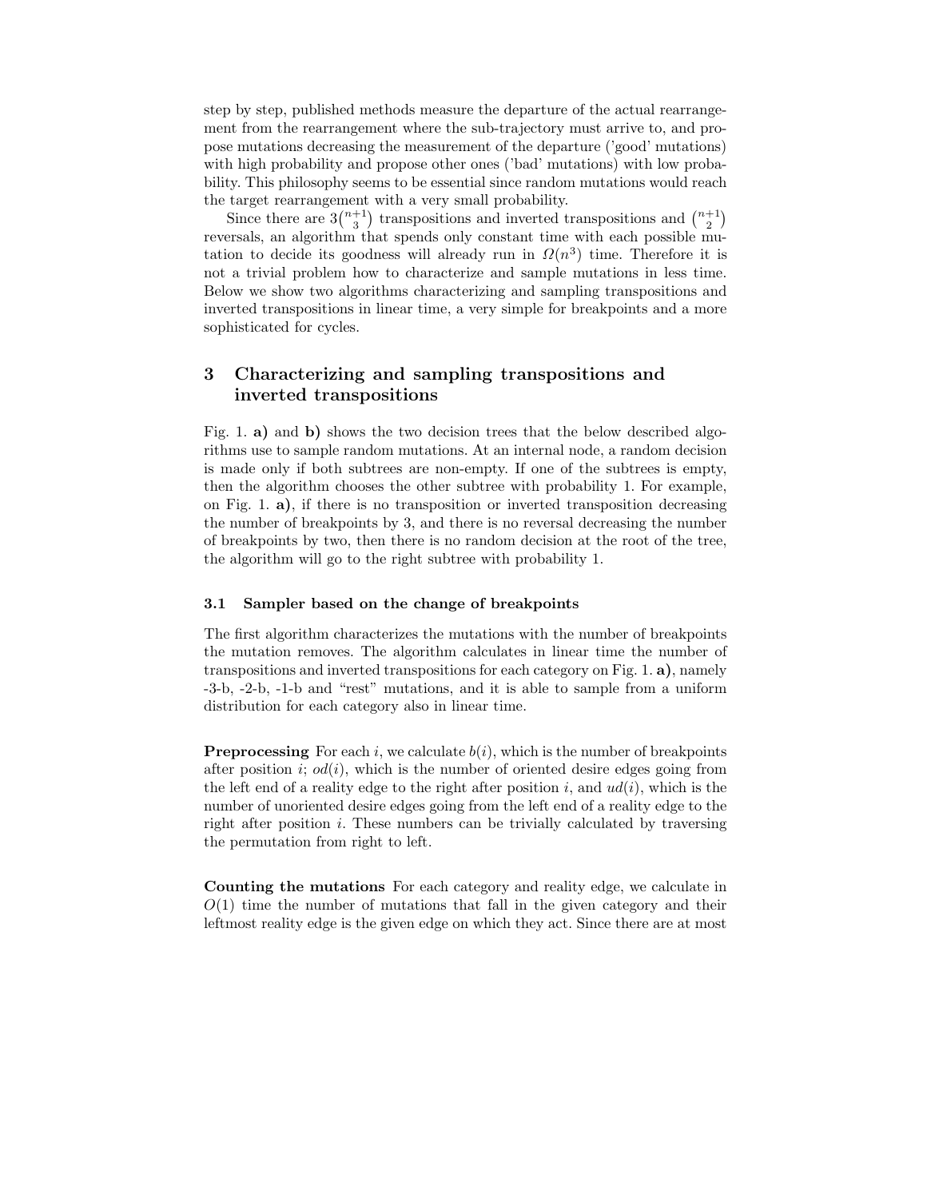step by step, published methods measure the departure of the actual rearrangement from the rearrangement where the sub-trajectory must arrive to, and propose mutations decreasing the measurement of the departure ('good' mutations) with high probability and propose other ones ('bad' mutations) with low probability. This philosophy seems to be essential since random mutations would reach the target rearrangement with a very small probability.

Since there are $3\binom{n+1}{3}$ transpositions and inverted transpositions and $\binom{n+1}{2}$ reversals, an algorithm that spends only constant time with each possible mutation to decide its goodness will already run in $\Omega(n^3)$ time. Therefore it is not a trivial problem how to characterize and sample mutations in less time. Below we show two algorithms characterizing and sampling transpositions and inverted transpositions in linear time, a very simple for breakpoints and a more sophisticated for cycles.

## 3 Characterizing and sampling transpositions and inverted transpositions

Fig. 1. **a)** and **b)** shows the two decision trees that the below described algorithms use to sample random mutations. At an internal node, a random decision is made only if both subtrees are non-empty. If one of the subtrees is empty, then the algorithm chooses the other subtree with probability 1. For example, on Fig. 1. **a)**, if there is no transposition or inverted transposition decreasing the number of breakpoints by 3, and there is no reversal decreasing the number of breakpoints by two, then there is no random decision at the root of the tree, the algorithm will go to the right subtree with probability 1.

### 3.1 Sampler based on the change of breakpoints

The first algorithm characterizes the mutations with the number of breakpoints the mutation removes. The algorithm calculates in linear time the number of transpositions and inverted transpositions for each category on Fig. 1. **a)**, namely -3-b, -2-b, -1-b and "rest" mutations, and it is able to sample from a uniform distribution for each category also in linear time.

**Preprocessing** For each $i$, we calculate $b(i)$, which is the number of breakpoints after position $i$; $od(i)$, which is the number of oriented desire edges going from the left end of a reality edge to the right after position $i$, and $ud(i)$, which is the number of unoriented desire edges going from the left end of a reality edge to the right after position $i$. These numbers can be trivially calculated by traversing the permutation from right to left.

**Counting the mutations** For each category and reality edge, we calculate in $O(1)$ time the number of mutations that fall in the given category and their leftmost reality edge is the given edge on which they act. Since there are at most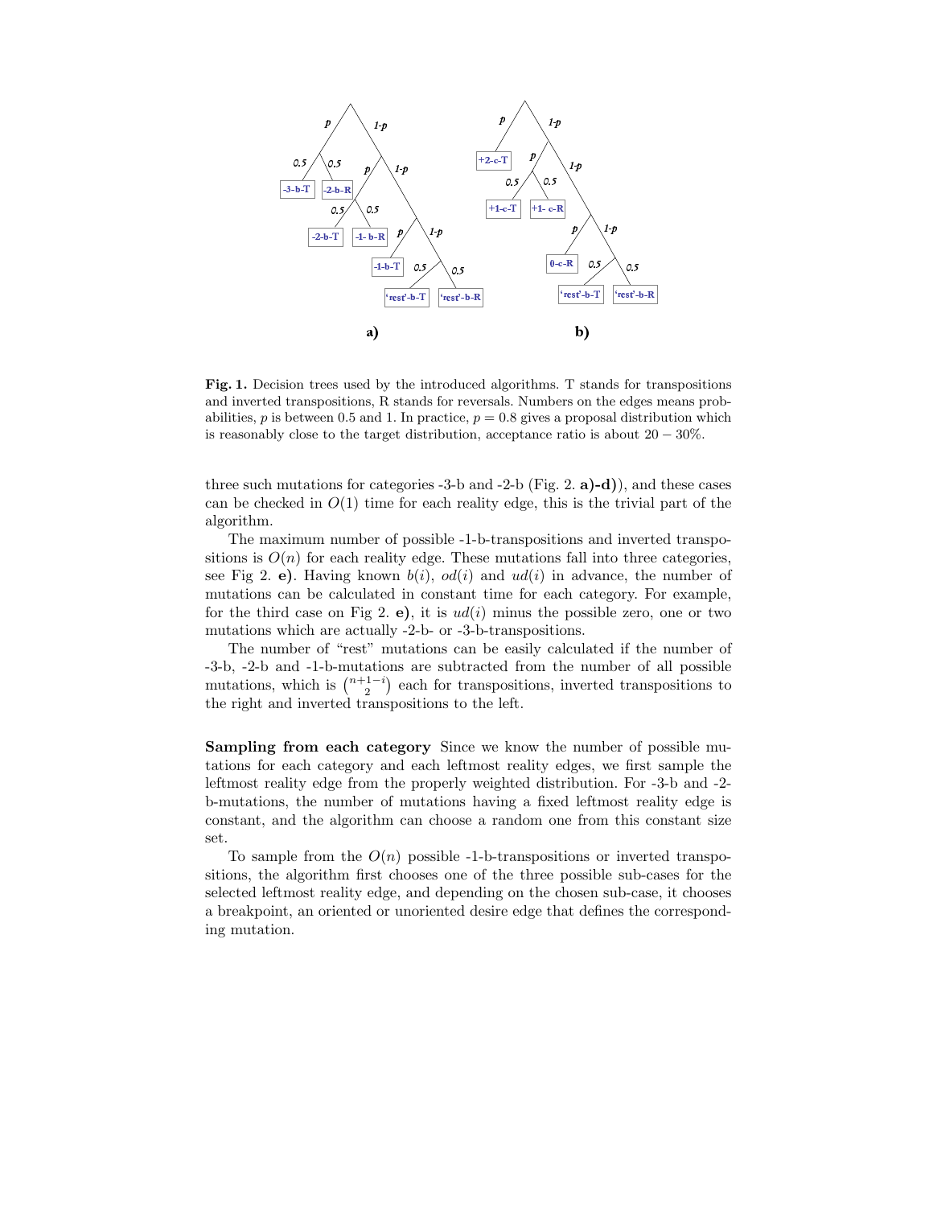**Fig. 1.** Decision trees used by the introduced algorithms. T stands for transpositions and inverted transpositions, R stands for reversals. Numbers on the edges means probabilities, $p$ is between 0.5 and 1. In practice, $p = 0.8$ gives a proposal distribution which is reasonably close to the target distribution, acceptance ratio is about $20 - 30\%$.

three such mutations for categories -3-b and -2-b (Fig. 2. **a)-d)**), and these cases can be checked in $O(1)$ time for each reality edge, this is the trivial part of the algorithm.

The maximum number of possible -1-b-transpositions and inverted transpositions is $O(n)$ for each reality edge. These mutations fall into three categories, see Fig 2. **e)**. Having known $b(i)$, $od(i)$ and $ud(i)$ in advance, the number of mutations can be calculated in constant time for each category. For example, for the third case on Fig 2. **e)**, it is $ud(i)$ minus the possible zero, one or two mutations which are actually -2-b- or -3-b-transpositions.

The number of "rest" mutations can be easily calculated if the number of -3-b, -2-b and -1-b-mutations are subtracted from the number of all possible mutations, which is $\binom{n+1-i}{2}$ each for transpositions, inverted transpositions to the right and inverted transpositions to the left.

**Sampling from each category** Since we know the number of possible mutations for each category and each leftmost reality edges, we first sample the leftmost reality edge from the properly weighted distribution. For -3-b and -2-b-mutations, the number of mutations having a fixed leftmost reality edge is constant, and the algorithm can choose a random one from this constant size set.

To sample from the $O(n)$ possible -1-b-transpositions or inverted transpositions, the algorithm first chooses one of the three possible sub-cases for the selected leftmost reality edge, and depending on the chosen sub-case, it chooses a breakpoint, an oriented or unoriented desire edge that defines the corresponding mutation.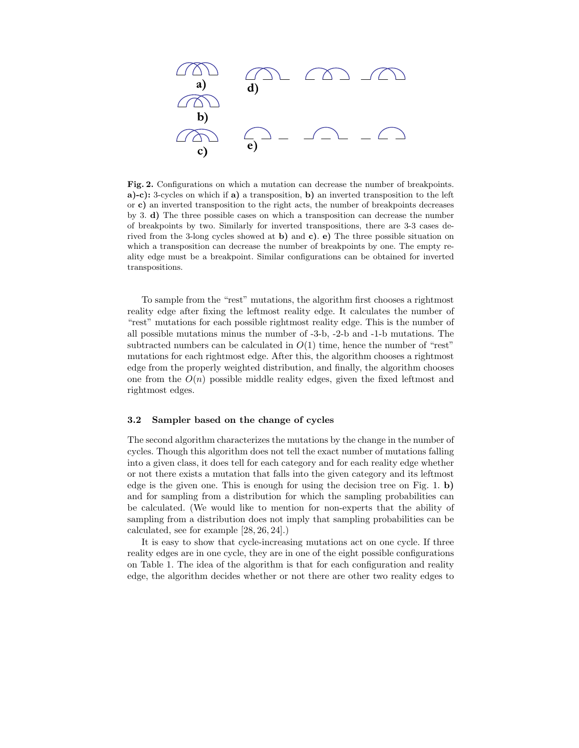**Fig. 2.** Configurations on which a mutation can decrease the number of breakpoints. **a)-c):** 3-cycles on which if **a)** a transposition, **b)** an inverted transposition to the left or **c)** an inverted transposition to the right acts, the number of breakpoints decreases by 3. **d)** The three possible cases on which a transposition can decrease the number of breakpoints by two. Similarly for inverted transpositions, there are 3-3 cases derived from the 3-long cycles showed at **b)** and **c)**. **e)** The three possible situation on which a transposition can decrease the number of breakpoints by one. The empty reality edge must be a breakpoint. Similar configurations can be obtained for inverted transpositions.

To sample from the "rest" mutations, the algorithm first chooses a rightmost reality edge after fixing the leftmost reality edge. It calculates the number of "rest" mutations for each possible rightmost reality edge. This is the number of all possible mutations minus the number of -3-b, -2-b and -1-b mutations. The subtracted numbers can be calculated in $O(1)$ time, hence the number of "rest" mutations for each rightmost edge. After this, the algorithm chooses a rightmost edge from the properly weighted distribution, and finally, the algorithm chooses one from the $O(n)$ possible middle reality edges, given the fixed leftmost and rightmost edges.

### 3.2 Sampler based on the change of cycles

The second algorithm characterizes the mutations by the change in the number of cycles. Though this algorithm does not tell the exact number of mutations falling into a given class, it does tell for each category and for each reality edge whether or not there exists a mutation that falls into the given category and its leftmost edge is the given one. This is enough for using the decision tree on Fig. 1. **b)** and for sampling from a distribution for which the sampling probabilities can be calculated. (We would like to mention for non-experts that the ability of sampling from a distribution does not imply that sampling probabilities can be calculated, see for example [28, 26, 24].)

It is easy to show that cycle-increasing mutations act on one cycle. If three reality edges are in one cycle, they are in one of the eight possible configurations on Table 1. The idea of the algorithm is that for each configuration and reality edge, the algorithm decides whether or not there are other two reality edges to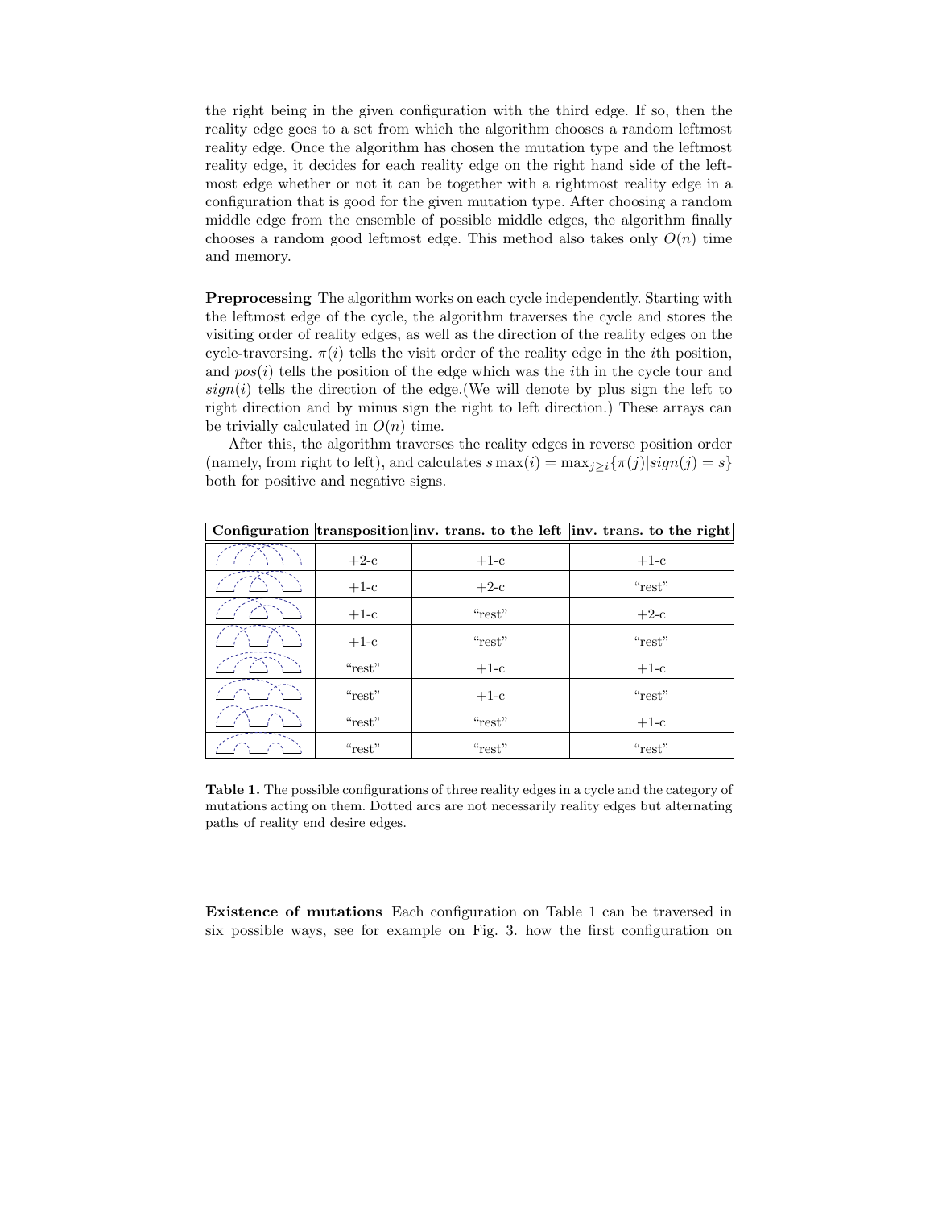the right being in the given configuration with the third edge. If so, then the reality edge goes to a set from which the algorithm chooses a random leftmost reality edge. Once the algorithm has chosen the mutation type and the leftmost reality edge, it decides for each reality edge on the right hand side of the leftmost edge whether or not it can be together with a rightmost reality edge in a configuration that is good for the given mutation type. After choosing a random middle edge from the ensemble of possible middle edges, the algorithm finally chooses a random good leftmost edge. This method also takes only $O(n)$ time and memory.

**Preprocessing** The algorithm works on each cycle independently. Starting with the leftmost edge of the cycle, the algorithm traverses the cycle and stores the visiting order of reality edges, as well as the direction of the reality edges on the cycle-traversing. $\pi(i)$ tells the visit order of the reality edge in the $i$th position, and $pos(i)$ tells the position of the edge which was the $i$th in the cycle tour and $sign(i)$ tells the direction of the edge.(We will denote by plus sign the left to right direction and by minus sign the right to left direction.) These arrays can be trivially calculated in $O(n)$ time.

After this, the algorithm traverses the reality edges in reverse position order (namely, from right to left), and calculates $s\max(i) = \max_{j \geq i}\{\pi(j)|sign(j) = s\}$ both for positive and negative signs.

| Configuration | transposition | inv. trans. to the left | inv. trans. to the right |
|---|---|---|---|
| | +2-c | +1-c | +1-c |
| | +1-c | +2-c | "rest" |
| | +1-c | "rest" | +2-c |
| | +1-c | "rest" | "rest" |
| | "rest" | +1-c | +1-c |
| | "rest" | +1-c | "rest" |
| | "rest" | "rest" | +1-c |
| | "rest" | "rest" | "rest" |

**Table 1.** The possible configurations of three reality edges in a cycle and the category of mutations acting on them. Dotted arcs are not necessarily reality edges but alternating paths of reality end desire edges.

**Existence of mutations** Each configuration on Table 1 can be traversed in six possible ways, see for example on Fig. 3. how the first configuration on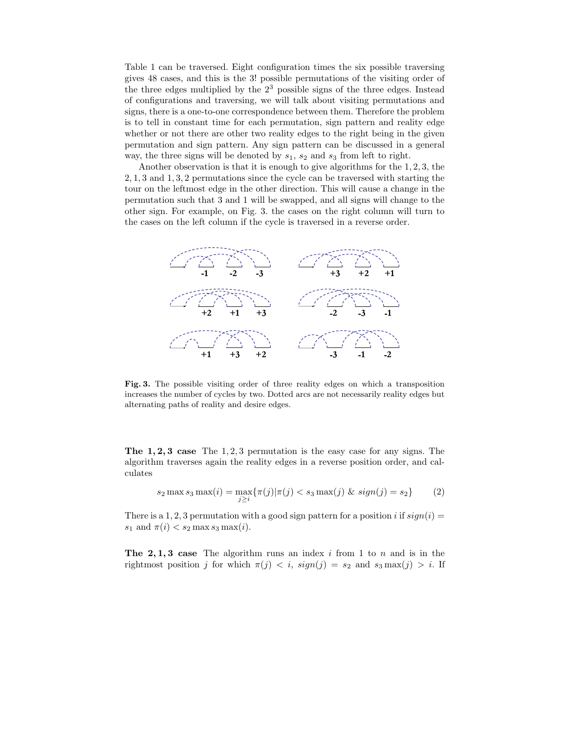Table 1 can be traversed. Eight configuration times the six possible traversing gives 48 cases, and this is the 3! possible permutations of the visiting order of the three edges multiplied by the $2^3$ possible signs of the three edges. Instead of configurations and traversing, we will talk about visiting permutations and signs, there is a one-to-one correspondence between them. Therefore the problem is to tell in constant time for each permutation, sign pattern and reality edge whether or not there are other two reality edges to the right being in the given permutation and sign pattern. Any sign pattern can be discussed in a general way, the three signs will be denoted by $s_1$, $s_2$ and $s_3$ from left to right.

Another observation is that it is enough to give algorithms for the $1, 2, 3$, the $2, 1, 3$ and $1, 3, 2$ permutations since the cycle can be traversed with starting the tour on the leftmost edge in the other direction. This will cause a change in the permutation such that 3 and 1 will be swapped, and all signs will change to the other sign. For example, on Fig. 3. the cases on the right column will turn to the cases on the left column if the cycle is traversed in a reverse order.

**Fig. 3.** The possible visiting order of three reality edges on which a transposition increases the number of cycles by two. Dotted arcs are not necessarily reality edges but alternating paths of reality and desire edges.

**The 1, 2, 3 case** The $1, 2, 3$ permutation is the easy case for any signs. The algorithm traverses again the reality edges in a reverse position order, and calculates

$$s_2 \max s_3 \max(i) = \max_{j \geq i}\{\pi(j) | \pi(j) < s_3 \max(j) \ \&\ sign(j) = s_2\} \tag{2}$$

There is a $1, 2, 3$ permutation with a good sign pattern for a position $i$ if $sign(i) = s_1$ and $\pi(i) < s_2 \max s_3 \max(i)$.

**The 2, 1, 3 case** The algorithm runs an index $i$ from 1 to $n$ and is in the rightmost position $j$ for which $\pi(j) < i$, $sign(j) = s_2$ and $s_3 \max(j) > i$. If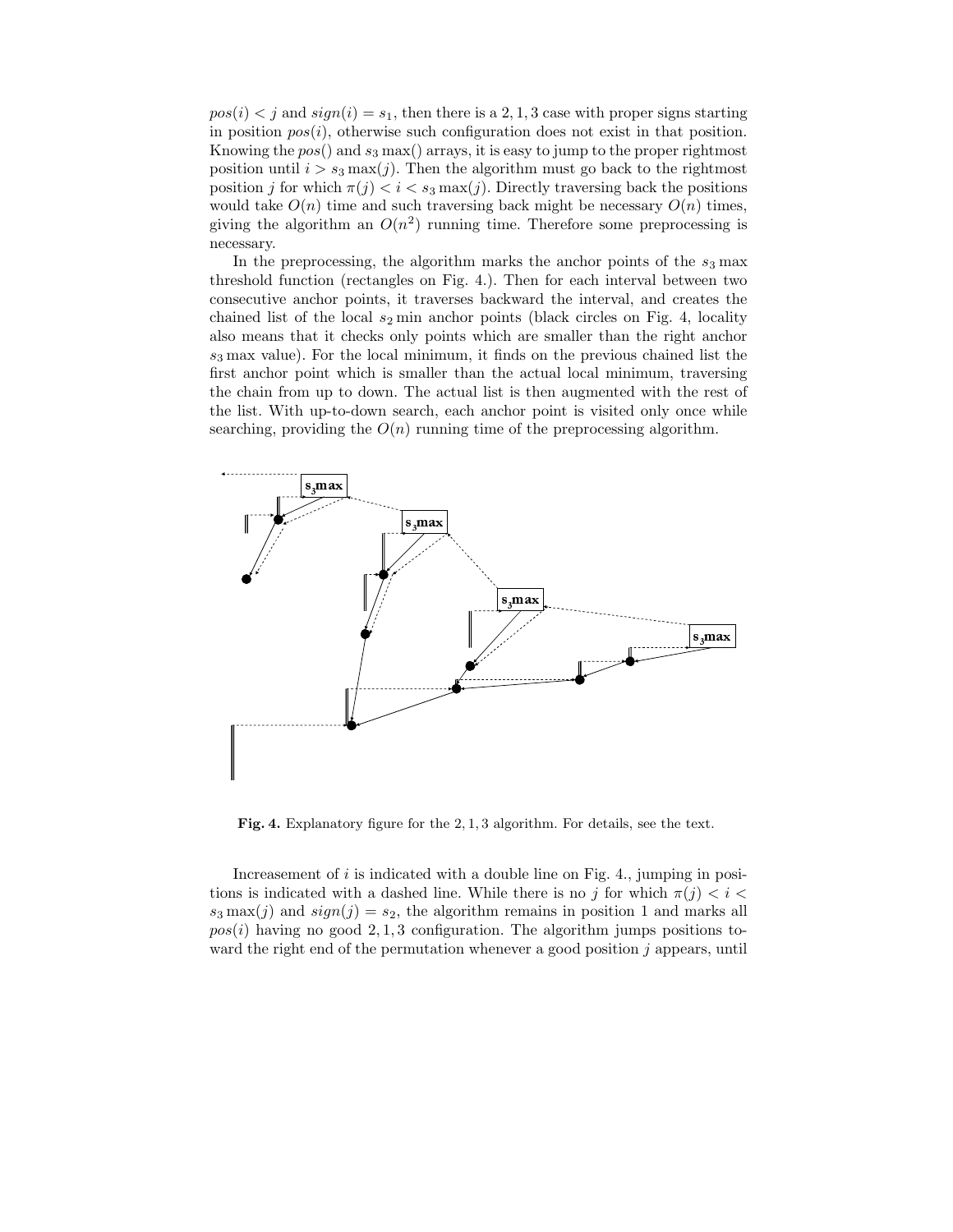$pos(i) < j$ and $sign(i) = s_1$, then there is a 2, 1, 3 case with proper signs starting in position $pos(i)$, otherwise such configuration does not exist in that position. Knowing the $pos()$ and $s_3\max()$ arrays, it is easy to jump to the proper rightmost position until $i > s_3\max(j)$. Then the algorithm must go back to the rightmost position $j$ for which $\pi(j) < i < s_3\max(j)$. Directly traversing back the positions would take $O(n)$ time and such traversing back might be necessary $O(n)$ times, giving the algorithm an $O(n^2)$ running time. Therefore some preprocessing is necessary.

In the preprocessing, the algorithm marks the anchor points of the $s_3\max$ threshold function (rectangles on Fig. 4.). Then for each interval between two consecutive anchor points, it traverses backward the interval, and creates the chained list of the local $s_2\min$ anchor points (black circles on Fig. 4, locality also means that it checks only points which are smaller than the right anchor $s_3\max$ value). For the local minimum, it finds on the previous chained list the first anchor point which is smaller than the actual local minimum, traversing the chain from up to down. The actual list is then augmented with the rest of the list. With up-to-down search, each anchor point is visited only once while searching, providing the $O(n)$ running time of the preprocessing algorithm.

**Fig. 4.** Explanatory figure for the 2, 1, 3 algorithm. For details, see the text.

Increasement of $i$ is indicated with a double line on Fig. 4., jumping in positions is indicated with a dashed line. While there is no $j$ for which $\pi(j) < i < s_3\max(j)$ and $sign(j) = s_2$, the algorithm remains in position 1 and marks all $pos(i)$ having no good 2, 1, 3 configuration. The algorithm jumps positions toward the right end of the permutation whenever a good position $j$ appears, until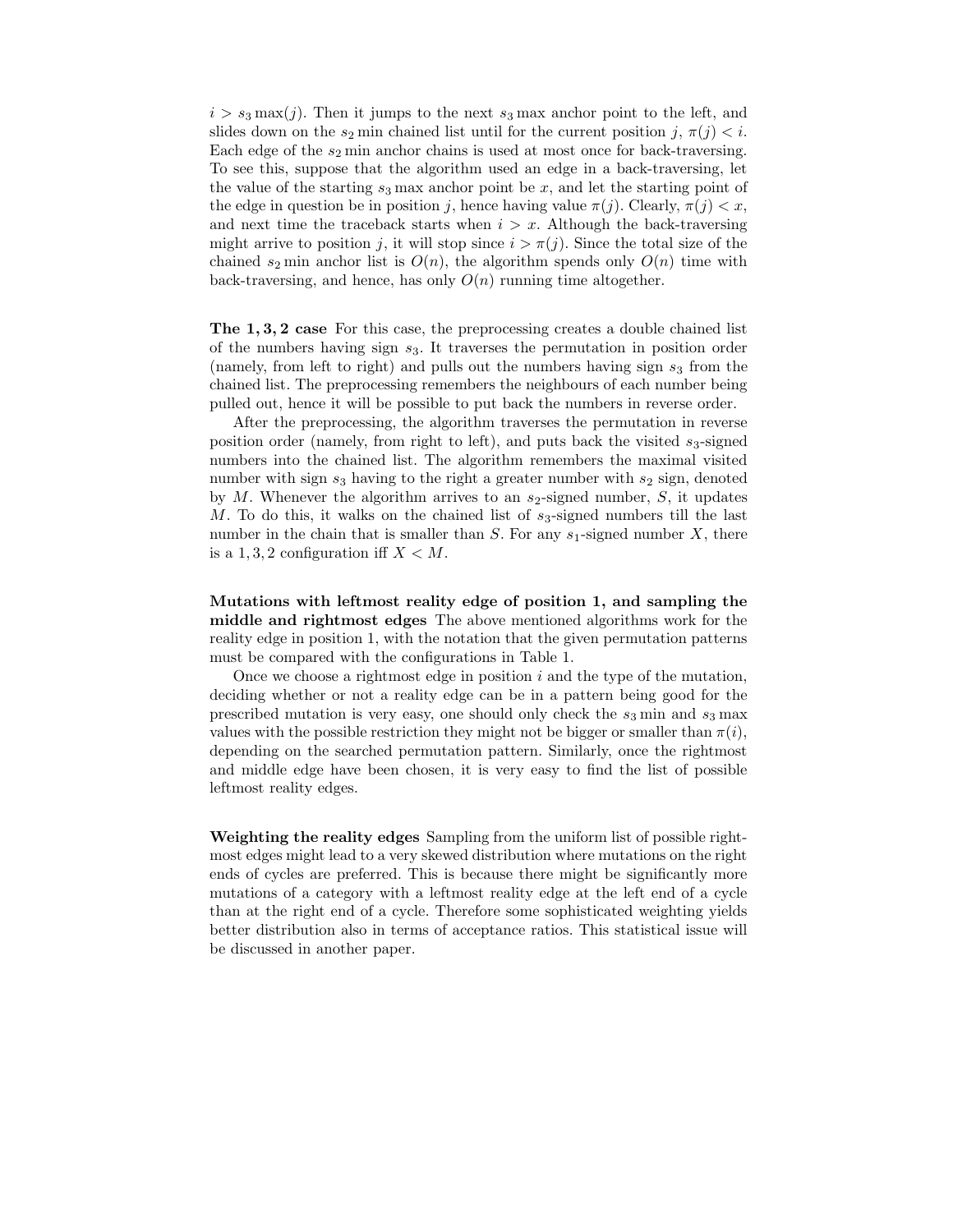$i > s_3 \max(j)$. Then it jumps to the next $s_3 \max$ anchor point to the left, and slides down on the $s_2 \min$ chained list until for the current position $j$, $\pi(j) < i$. Each edge of the $s_2 \min$ anchor chains is used at most once for back-traversing. To see this, suppose that the algorithm used an edge in a back-traversing, let the value of the starting $s_3 \max$ anchor point be $x$, and let the starting point of the edge in question be in position $j$, hence having value $\pi(j)$. Clearly, $\pi(j) < x$, and next time the traceback starts when $i > x$. Although the back-traversing might arrive to position $j$, it will stop since $i > \pi(j)$. Since the total size of the chained $s_2 \min$ anchor list is $O(n)$, the algorithm spends only $O(n)$ time with back-traversing, and hence, has only $O(n)$ running time altogether.

**The 1, 3, 2 case** For this case, the preprocessing creates a double chained list of the numbers having sign $s_3$. It traverses the permutation in position order (namely, from left to right) and pulls out the numbers having sign $s_3$ from the chained list. The preprocessing remembers the neighbours of each number being pulled out, hence it will be possible to put back the numbers in reverse order.

After the preprocessing, the algorithm traverses the permutation in reverse position order (namely, from right to left), and puts back the visited $s_3$-signed numbers into the chained list. The algorithm remembers the maximal visited number with sign $s_3$ having to the right a greater number with $s_2$ sign, denoted by $M$. Whenever the algorithm arrives to an $s_2$-signed number, $S$, it updates $M$. To do this, it walks on the chained list of $s_3$-signed numbers till the last number in the chain that is smaller than $S$. For any $s_1$-signed number $X$, there is a 1, 3, 2 configuration iff $X < M$.

**Mutations with leftmost reality edge of position 1, and sampling the middle and rightmost edges** The above mentioned algorithms work for the reality edge in position 1, with the notation that the given permutation patterns must be compared with the configurations in Table 1.

Once we choose a rightmost edge in position $i$ and the type of the mutation, deciding whether or not a reality edge can be in a pattern being good for the prescribed mutation is very easy, one should only check the $s_3 \min$ and $s_3 \max$ values with the possible restriction they might not be bigger or smaller than $\pi(i)$, depending on the searched permutation pattern. Similarly, once the rightmost and middle edge have been chosen, it is very easy to find the list of possible leftmost reality edges.

**Weighting the reality edges** Sampling from the uniform list of possible rightmost edges might lead to a very skewed distribution where mutations on the right ends of cycles are preferred. This is because there might be significantly more mutations of a category with a leftmost reality edge at the left end of a cycle than at the right end of a cycle. Therefore some sophisticated weighting yields better distribution also in terms of acceptance ratios. This statistical issue will be discussed in another paper.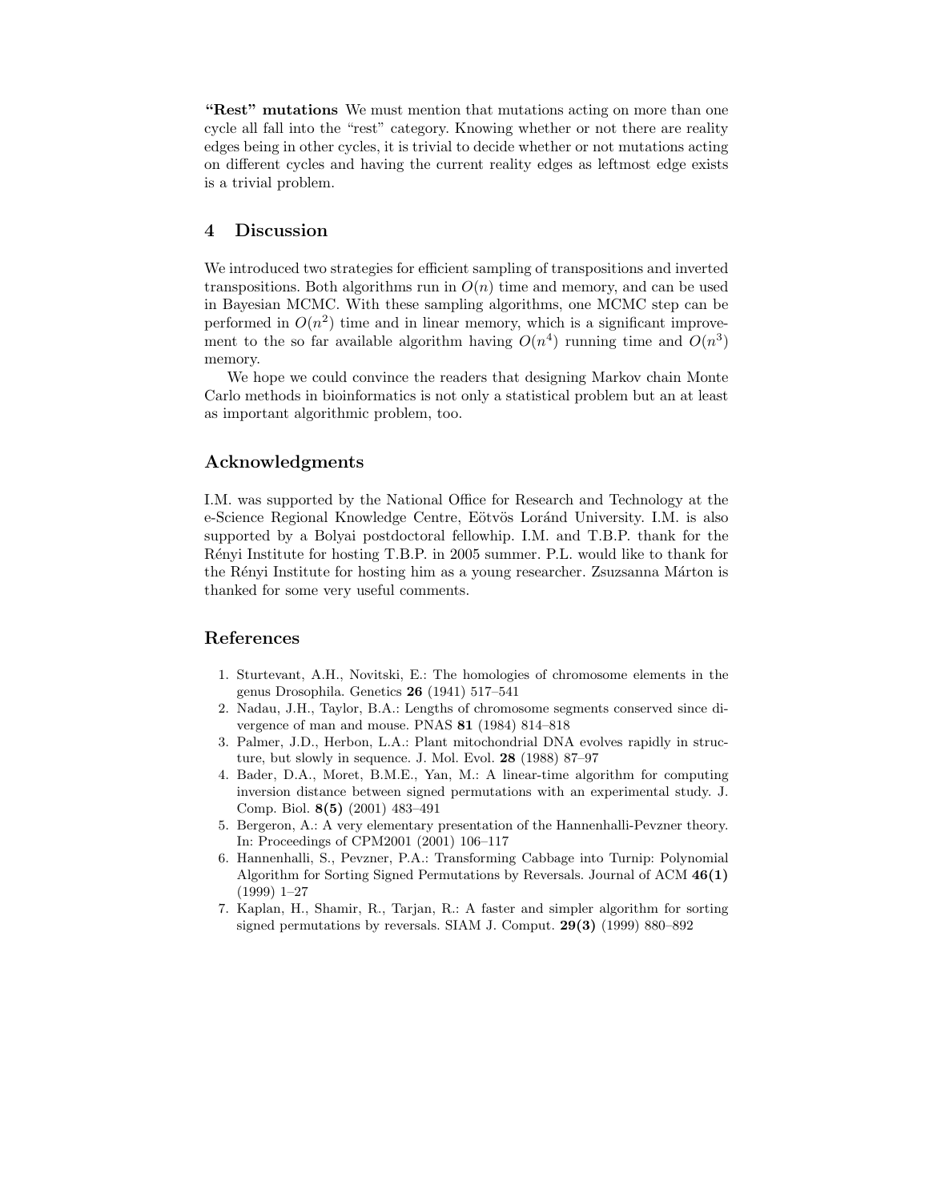**"Rest" mutations** We must mention that mutations acting on more than one cycle all fall into the "rest" category. Knowing whether or not there are reality edges being in other cycles, it is trivial to decide whether or not mutations acting on different cycles and having the current reality edges as leftmost edge exists is a trivial problem.

## 4 Discussion

We introduced two strategies for efficient sampling of transpositions and inverted transpositions. Both algorithms run in $O(n)$ time and memory, and can be used in Bayesian MCMC. With these sampling algorithms, one MCMC step can be performed in $O(n^2)$ time and in linear memory, which is a significant improvement to the so far available algorithm having $O(n^4)$ running time and $O(n^3)$ memory.

We hope we could convince the readers that designing Markov chain Monte Carlo methods in bioinformatics is not only a statistical problem but an at least as important algorithmic problem, too.

## Acknowledgments

I.M. was supported by the National Office for Research and Technology at the e-Science Regional Knowledge Centre, Eötvös Loránd University. I.M. is also supported by a Bolyai postdoctoral fellowhip. I.M. and T.B.P. thank for the Rényi Institute for hosting T.B.P. in 2005 summer. P.L. would like to thank for the Rényi Institute for hosting him as a young researcher. Zsuzsanna Márton is thanked for some very useful comments.

## References

1. Sturtevant, A.H., Novitski, E.: The homologies of chromosome elements in the genus Drosophila. Genetics **26** (1941) 517–541
2. Nadau, J.H., Taylor, B.A.: Lengths of chromosome segments conserved since divergence of man and mouse. PNAS **81** (1984) 814–818
3. Palmer, J.D., Herbon, L.A.: Plant mitochondrial DNA evolves rapidly in structure, but slowly in sequence. J. Mol. Evol. **28** (1988) 87–97
4. Bader, D.A., Moret, B.M.E., Yan, M.: A linear-time algorithm for computing inversion distance between signed permutations with an experimental study. J. Comp. Biol. **8(5)** (2001) 483–491
5. Bergeron, A.: A very elementary presentation of the Hannenhalli-Pevzner theory. In: Proceedings of CPM2001 (2001) 106–117
6. Hannenhalli, S., Pevzner, P.A.: Transforming Cabbage into Turnip: Polynomial Algorithm for Sorting Signed Permutations by Reversals. Journal of ACM **46(1)** (1999) 1–27
7. Kaplan, H., Shamir, R., Tarjan, R.: A faster and simpler algorithm for sorting signed permutations by reversals. SIAM J. Comput. **29(3)** (1999) 880–892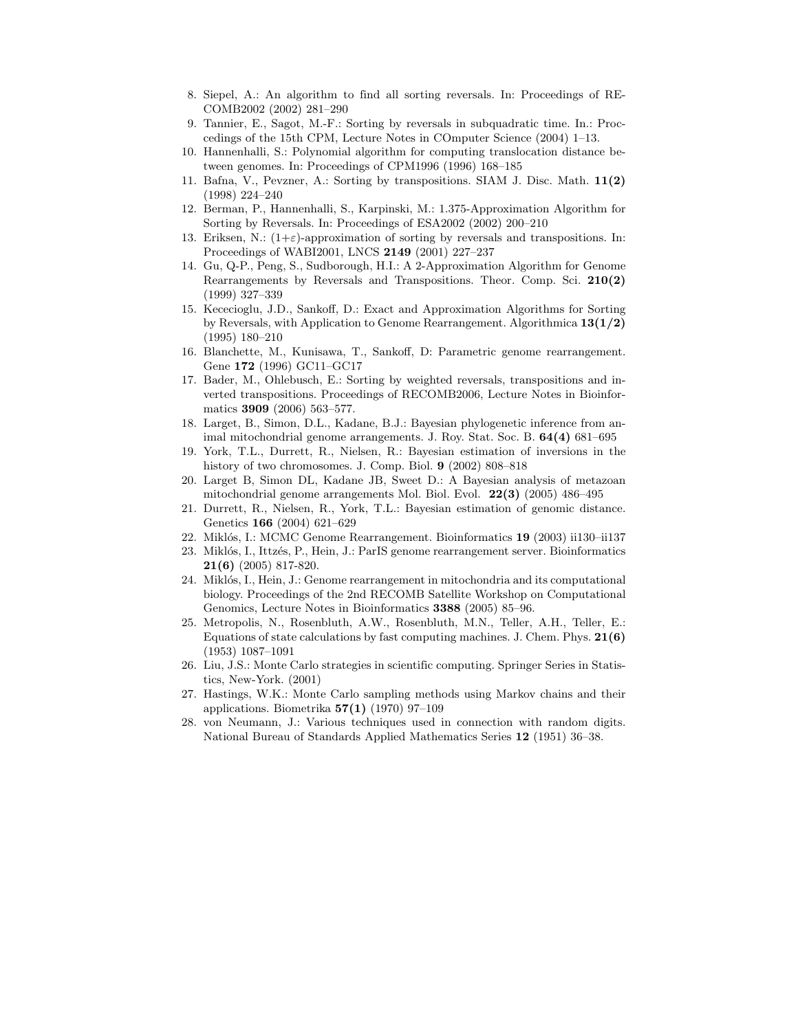8. Siepel, A.: An algorithm to find all sorting reversals. In: Proceedings of RECOMB2002 (2002) 281–290
9. Tannier, E., Sagot, M.-F.: Sorting by reversals in subquadratic time. In.: Proccedings of the 15th CPM, Lecture Notes in COmputer Science (2004) 1–13.
10. Hannenhalli, S.: Polynomial algorithm for computing translocation distance between genomes. In: Proceedings of CPM1996 (1996) 168–185
11. Bafna, V., Pevzner, A.: Sorting by transpositions. SIAM J. Disc. Math. **11(2)** (1998) 224–240
12. Berman, P., Hannenhalli, S., Karpinski, M.: 1.375-Approximation Algorithm for Sorting by Reversals. In: Proceedings of ESA2002 (2002) 200–210
13. Eriksen, N.: $(1+\varepsilon)$-approximation of sorting by reversals and transpositions. In: Proceedings of WABI2001, LNCS **2149** (2001) 227–237
14. Gu, Q-P., Peng, S., Sudborough, H.I.: A 2-Approximation Algorithm for Genome Rearrangements by Reversals and Transpositions. Theor. Comp. Sci. **210(2)** (1999) 327–339
15. Kececioglu, J.D., Sankoff, D.: Exact and Approximation Algorithms for Sorting by Reversals, with Application to Genome Rearrangement. Algorithmica **13(1/2)** (1995) 180–210
16. Blanchette, M., Kunisawa, T., Sankoff, D: Parametric genome rearrangement. Gene **172** (1996) GC11–GC17
17. Bader, M., Ohlebusch, E.: Sorting by weighted reversals, transpositions and inverted transpositions. Proceedings of RECOMB2006, Lecture Notes in Bioinformatics **3909** (2006) 563–577.
18. Larget, B., Simon, D.L., Kadane, B.J.: Bayesian phylogenetic inference from animal mitochondrial genome arrangements. J. Roy. Stat. Soc. B. **64(4)** 681–695
19. York, T.L., Durrett, R., Nielsen, R.: Bayesian estimation of inversions in the history of two chromosomes. J. Comp. Biol. **9** (2002) 808–818
20. Larget B, Simon DL, Kadane JB, Sweet D.: A Bayesian analysis of metazoan mitochondrial genome arrangements Mol. Biol. Evol. **22(3)** (2005) 486–495
21. Durrett, R., Nielsen, R., York, T.L.: Bayesian estimation of genomic distance. Genetics **166** (2004) 621–629
22. Miklós, I.: MCMC Genome Rearrangement. Bioinformatics **19** (2003) ii130–ii137
23. Miklós, I., Ittzés, P., Hein, J.: ParIS genome rearrangement server. Bioinformatics **21(6)** (2005) 817-820.
24. Miklós, I., Hein, J.: Genome rearrangement in mitochondria and its computational biology. Proceedings of the 2nd RECOMB Satellite Workshop on Computational Genomics, Lecture Notes in Bioinformatics **3388** (2005) 85–96.
25. Metropolis, N., Rosenbluth, A.W., Rosenbluth, M.N., Teller, A.H., Teller, E.: Equations of state calculations by fast computing machines. J. Chem. Phys. **21(6)** (1953) 1087–1091
26. Liu, J.S.: Monte Carlo strategies in scientific computing. Springer Series in Statistics, New-York. (2001)
27. Hastings, W.K.: Monte Carlo sampling methods using Markov chains and their applications. Biometrika **57(1)** (1970) 97–109
28. von Neumann, J.: Various techniques used in connection with random digits. National Bureau of Standards Applied Mathematics Series **12** (1951) 36–38.